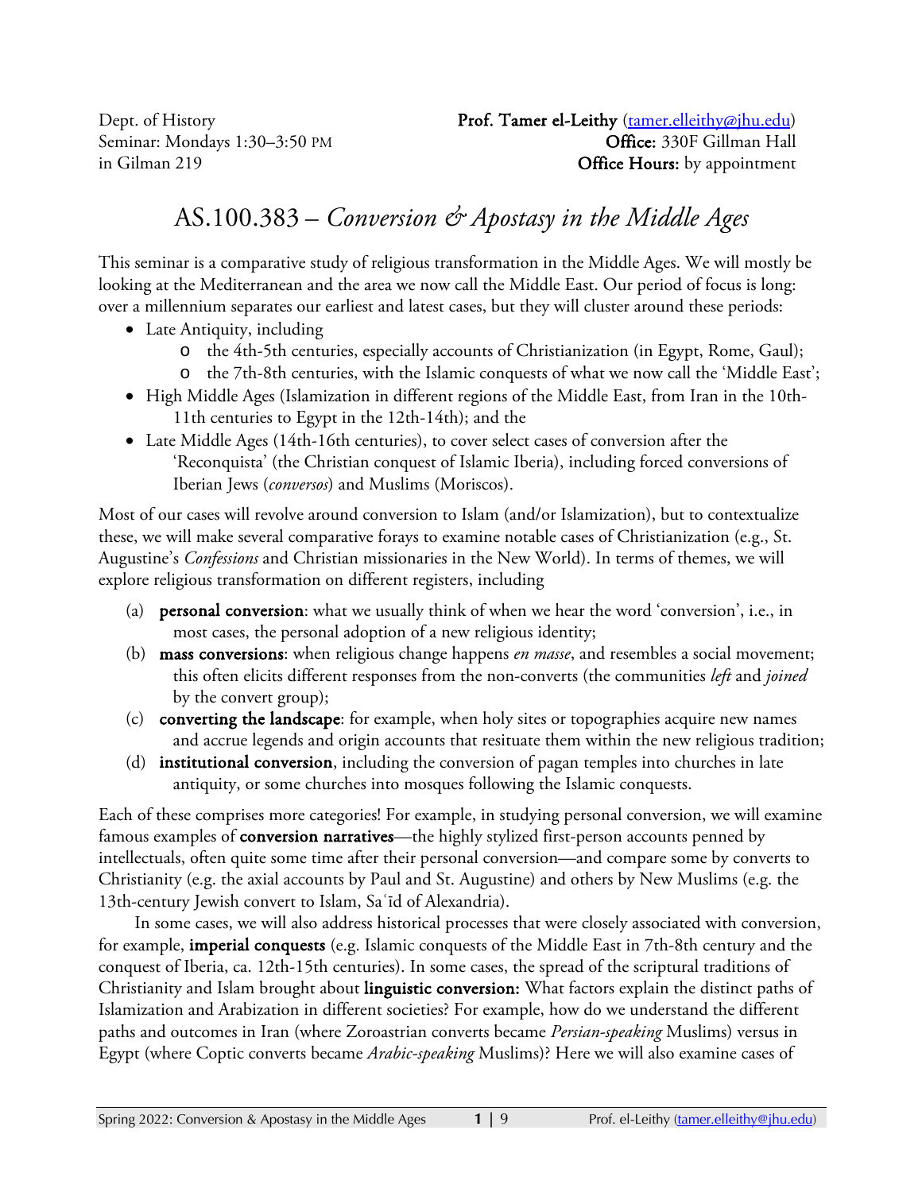Dept. of History
Seminar: Mondays 1:30–3:50 PM
in Gilman 219

**Prof. Tamer el-Leithy** (tamer.elleithy@jhu.edu)
**Office:** 330F Gillman Hall
**Office Hours:** by appointment

# AS.100.383 – *Conversion & Apostasy in the Middle Ages*

This seminar is a comparative study of religious transformation in the Middle Ages. We will mostly be looking at the Mediterranean and the area we now call the Middle East. Our period of focus is long: over a millennium separates our earliest and latest cases, but they will cluster around these periods:

- Late Antiquity, including
    - the 4th-5th centuries, especially accounts of Christianization (in Egypt, Rome, Gaul);
    - the 7th-8th centuries, with the Islamic conquests of what we now call the 'Middle East';
- High Middle Ages (Islamization in different regions of the Middle East, from Iran in the 10th-11th centuries to Egypt in the 12th-14th); and the
- Late Middle Ages (14th-16th centuries), to cover select cases of conversion after the 'Reconquista' (the Christian conquest of Islamic Iberia), including forced conversions of Iberian Jews (*conversos*) and Muslims (Moriscos).

Most of our cases will revolve around conversion to Islam (and/or Islamization), but to contextualize these, we will make several comparative forays to examine notable cases of Christianization (e.g., St. Augustine's *Confessions* and Christian missionaries in the New World). In terms of themes, we will explore religious transformation on different registers, including

(a) **personal conversion**: what we usually think of when we hear the word 'conversion', i.e., in most cases, the personal adoption of a new religious identity;

(b) **mass conversions**: when religious change happens *en masse*, and resembles a social movement; this often elicits different responses from the non-converts (the communities *left* and *joined* by the convert group);

(c) **converting the landscape**: for example, when holy sites or topographies acquire new names and accrue legends and origin accounts that resituate them within the new religious tradition;

(d) **institutional conversion**, including the conversion of pagan temples into churches in late antiquity, or some churches into mosques following the Islamic conquests.

Each of these comprises more categories! For example, in studying personal conversion, we will examine famous examples of **conversion narratives**—the highly stylized first-person accounts penned by intellectuals, often quite some time after their personal conversion—and compare some by converts to Christianity (e.g. the axial accounts by Paul and St. Augustine) and others by New Muslims (e.g. the 13th-century Jewish convert to Islam, Saʿīd of Alexandria).

In some cases, we will also address historical processes that were closely associated with conversion, for example, **imperial conquests** (e.g. Islamic conquests of the Middle East in 7th-8th century and the conquest of Iberia, ca. 12th-15th centuries). In some cases, the spread of the scriptural traditions of Christianity and Islam brought about **linguistic conversion:** What factors explain the distinct paths of Islamization and Arabization in different societies? For example, how do we understand the different paths and outcomes in Iran (where Zoroastrian converts became *Persian-speaking* Muslims) versus in Egypt (where Coptic converts became *Arabic-speaking* Muslims)? Here we will also examine cases of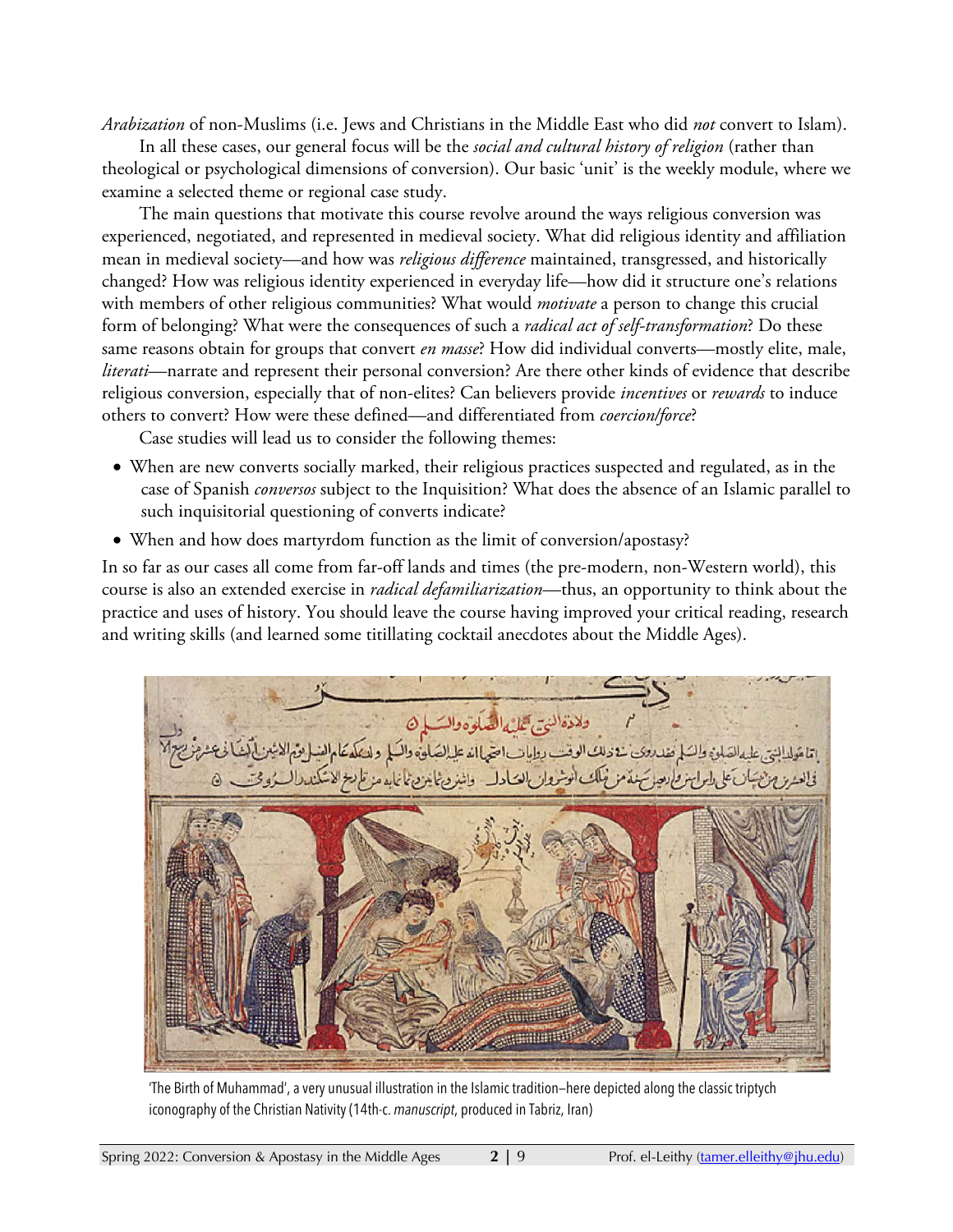*Arabization* of non-Muslims (i.e. Jews and Christians in the Middle East who did *not* convert to Islam).

In all these cases, our general focus will be the *social and cultural history of religion* (rather than theological or psychological dimensions of conversion). Our basic 'unit' is the weekly module, where we examine a selected theme or regional case study.

The main questions that motivate this course revolve around the ways religious conversion was experienced, negotiated, and represented in medieval society. What did religious identity and affiliation mean in medieval society—and how was *religious difference* maintained, transgressed, and historically changed? How was religious identity experienced in everyday life—how did it structure one's relations with members of other religious communities? What would *motivate* a person to change this crucial form of belonging? What were the consequences of such a *radical act of self-transformation*? Do these same reasons obtain for groups that convert *en masse*? How did individual converts—mostly elite, male, *literati*—narrate and represent their personal conversion? Are there other kinds of evidence that describe religious conversion, especially that of non-elites? Can believers provide *incentives* or *rewards* to induce others to convert? How were these defined—and differentiated from *coercion/force*?

Case studies will lead us to consider the following themes:

- When are new converts socially marked, their religious practices suspected and regulated, as in the case of Spanish *conversos* subject to the Inquisition? What does the absence of an Islamic parallel to such inquisitorial questioning of converts indicate?
- When and how does martyrdom function as the limit of conversion/apostasy?

In so far as our cases all come from far-off lands and times (the pre-modern, non-Western world), this course is also an extended exercise in *radical defamiliarization*—thus, an opportunity to think about the practice and uses of history. You should leave the course having improved your critical reading, research and writing skills (and learned some titillating cocktail anecdotes about the Middle Ages).

'The Birth of Muhammad', a very unusual illustration in the Islamic tradition—here depicted along the classic triptych iconography of the Christian Nativity (14th-c. *manuscript*, produced in Tabriz, Iran)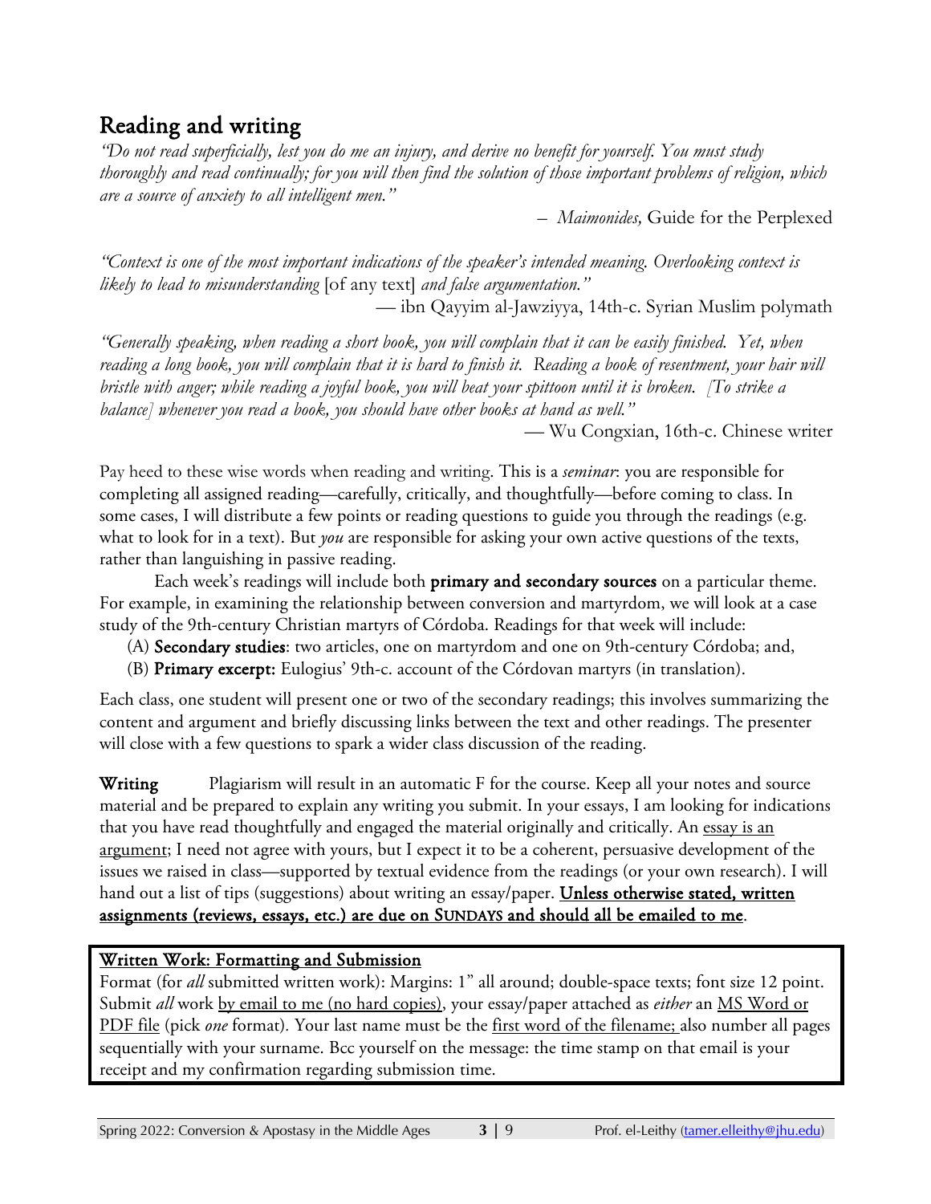## Reading and writing

*"Do not read superficially, lest you do me an injury, and derive no benefit for yourself. You must study thoroughly and read continually; for you will then find the solution of those important problems of religion, which are a source of anxiety to all intelligent men."*

– *Maimonides,* Guide for the Perplexed

*"Context is one of the most important indications of the speaker's intended meaning. Overlooking context is likely to lead to misunderstanding* [of any text] *and false argumentation."*

— ibn Qayyim al-Jawziyya, 14th-c. Syrian Muslim polymath

*"Generally speaking, when reading a short book, you will complain that it can be easily finished. Yet, when reading a long book, you will complain that it is hard to finish it. Reading a book of resentment, your hair will bristle with anger; while reading a joyful book, you will beat your spittoon until it is broken. [To strike a balance] whenever you read a book, you should have other books at hand as well."*

— Wu Congxian, 16th-c. Chinese writer

Pay heed to these wise words when reading and writing. This is a *seminar*: you are responsible for completing all assigned reading—carefully, critically, and thoughtfully—before coming to class. In some cases, I will distribute a few points or reading questions to guide you through the readings (e.g. what to look for in a text). But *you* are responsible for asking your own active questions of the texts, rather than languishing in passive reading.

Each week's readings will include both **primary and secondary sources** on a particular theme. For example, in examining the relationship between conversion and martyrdom, we will look at a case study of the 9th-century Christian martyrs of Córdoba. Readings for that week will include:

(A) **Secondary studies**: two articles, one on martyrdom and one on 9th-century Córdoba; and,
(B) **Primary excerpt:** Eulogius' 9th-c. account of the Córdovan martyrs (in translation).

Each class, one student will present one or two of the secondary readings; this involves summarizing the content and argument and briefly discussing links between the text and other readings. The presenter will close with a few questions to spark a wider class discussion of the reading.

**Writing** Plagiarism will result in an automatic F for the course. Keep all your notes and source material and be prepared to explain any writing you submit. In your essays, I am looking for indications that you have read thoughtfully and engaged the material originally and critically. An essay is an argument; I need not agree with yours, but I expect it to be a coherent, persuasive development of the issues we raised in class—supported by textual evidence from the readings (or your own research). I will hand out a list of tips (suggestions) about writing an essay/paper. **Unless otherwise stated, written assignments (reviews, essays, etc.) are due on SUNDAYS and should all be emailed to me**.

**Written Work: Formatting and Submission**

Format (for *all* submitted written work): Margins: 1" all around; double-space texts; font size 12 point. Submit *all* work by email to me (no hard copies), your essay/paper attached as *either* an MS Word or PDF file (pick *one* format). Your last name must be the first word of the filename; also number all pages sequentially with your surname. Bcc yourself on the message: the time stamp on that email is your receipt and my confirmation regarding submission time.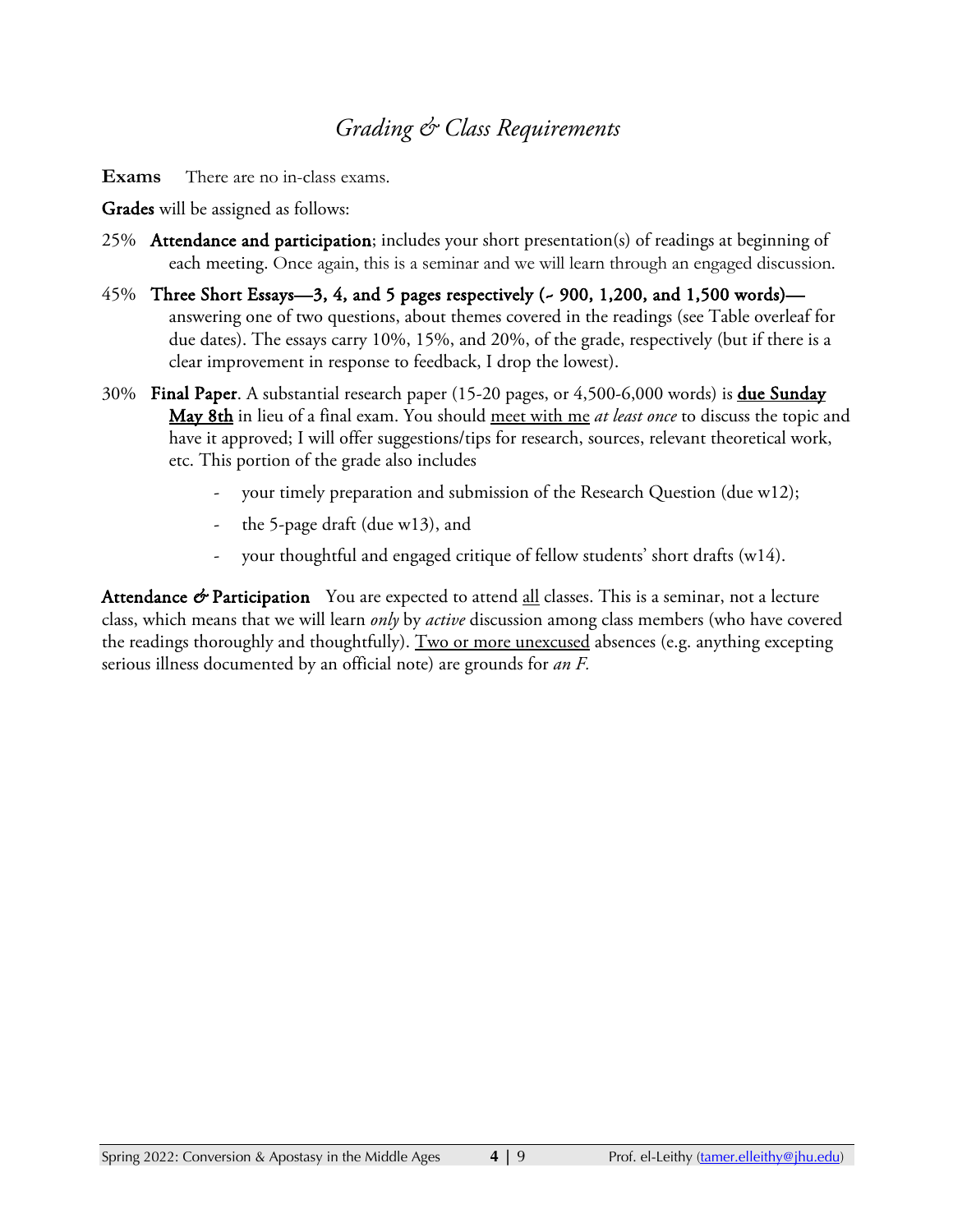## *Grading & Class Requirements*

**Exams** There are no in-class exams.

**Grades** will be assigned as follows:

- 25% **Attendance and participation**; includes your short presentation(s) of readings at beginning of each meeting. Once again, this is a seminar and we will learn through an engaged discussion.
- 45% **Three Short Essays—3, 4, and 5 pages respectively (~ 900, 1,200, and 1,500 words)—** answering one of two questions, about themes covered in the readings (see Table overleaf for due dates). The essays carry 10%, 15%, and 20%, of the grade, respectively (but if there is a clear improvement in response to feedback, I drop the lowest).
- 30% **Final Paper**. A substantial research paper (15-20 pages, or 4,500-6,000 words) is **due Sunday May 8th** in lieu of a final exam. You should meet with me *at least once* to discuss the topic and have it approved; I will offer suggestions/tips for research, sources, relevant theoretical work, etc. This portion of the grade also includes
  - your timely preparation and submission of the Research Question (due w12);
  - the 5-page draft (due w13), and
  - your thoughtful and engaged critique of fellow students' short drafts (w14).

**Attendance & Participation** You are expected to attend all classes. This is a seminar, not a lecture class, which means that we will learn *only* by *active* discussion among class members (who have covered the readings thoroughly and thoughtfully). Two or more unexcused absences (e.g. anything excepting serious illness documented by an official note) are grounds for *an F.*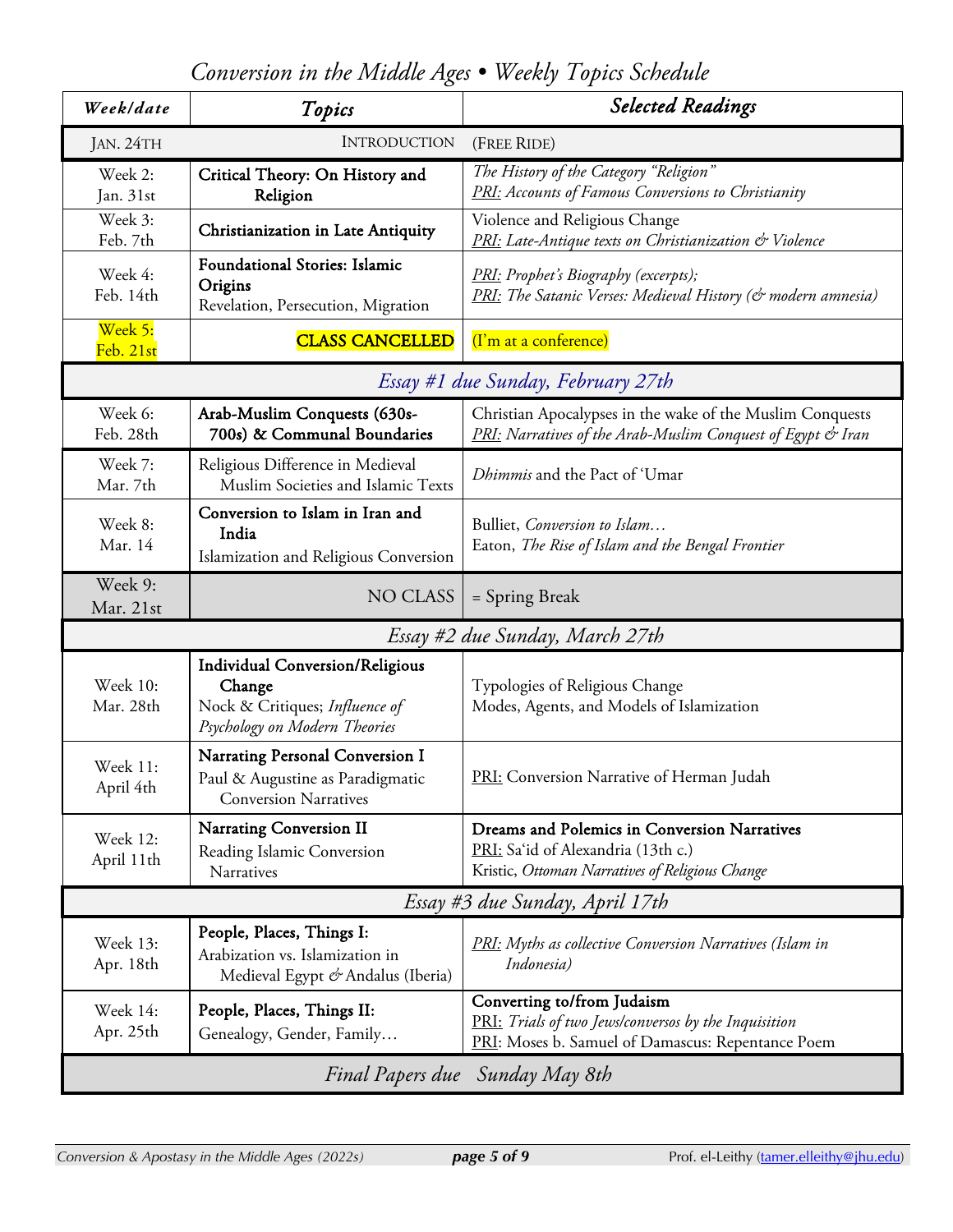# *Conversion in the Middle Ages • Weekly Topics Schedule*

| *Week/date* | *Topics* | *Selected Readings* |
|---|---|---|
| JAN. 24TH | INTRODUCTION | (FREE RIDE) |
| Week 2: Jan. 31st | **Critical Theory: On History and Religion** | *The History of the Category "Religion"*<br>*PRI: Accounts of Famous Conversions to Christianity* |
| Week 3: Feb. 7th | **Christianization in Late Antiquity** | Violence and Religious Change<br>*PRI: Late-Antique texts on Christianization & Violence* |
| Week 4: Feb. 14th | **Foundational Stories: Islamic Origins**<br>Revelation, Persecution, Migration | *PRI: Prophet's Biography (excerpts);*<br>*PRI: The Satanic Verses: Medieval History (& modern amnesia)* |
| Week 5: Feb. 21st | CLASS CANCELLED | (I'm at a conference) |
| *Essay #1 due Sunday, February 27th* | | |
| Week 6: Feb. 28th | **Arab-Muslim Conquests (630s-700s) & Communal Boundaries** | Christian Apocalypses in the wake of the Muslim Conquests<br>*PRI: Narratives of the Arab-Muslim Conquest of Egypt & Iran* |
| Week 7: Mar. 7th | Religious Difference in Medieval Muslim Societies and Islamic Texts | *Dhimmis* and the Pact of 'Umar |
| Week 8: Mar. 14 | **Conversion to Islam in Iran and India**<br>Islamization and Religious Conversion | Bulliet, *Conversion to Islam…*<br>Eaton, *The Rise of Islam and the Bengal Frontier* |
| Week 9: Mar. 21st | NO CLASS | = Spring Break |
| *Essay #2 due Sunday, March 27th* | | |
| Week 10: Mar. 28th | **Individual Conversion/Religious Change**<br>Nock & Critiques; *Influence of Psychology on Modern Theories* | Typologies of Religious Change<br>Modes, Agents, and Models of Islamization |
| Week 11: April 4th | **Narrating Personal Conversion I**<br>Paul & Augustine as Paradigmatic Conversion Narratives | PRI: Conversion Narrative of Herman Judah |
| Week 12: April 11th | **Narrating Conversion II**<br>Reading Islamic Conversion Narratives | **Dreams and Polemics in Conversion Narratives**<br>PRI: Sa'id of Alexandria (13th c.)<br>Kristic, *Ottoman Narratives of Religious Change* |
| *Essay #3 due Sunday, April 17th* | | |
| Week 13: Apr. 18th | **People, Places, Things I:**<br>Arabization vs. Islamization in Medieval Egypt & Andalus (Iberia) | *PRI: Myths as collective Conversion Narratives (Islam in Indonesia)* |
| Week 14: Apr. 25th | **People, Places, Things II:**<br>Genealogy, Gender, Family… | **Converting to/from Judaism**<br>PRI: *Trials of two Jews/conversos by the Inquisition*<br>PRI: Moses b. Samuel of Damascus: Repentance Poem |
| *Final Papers due Sunday May 8th* | | |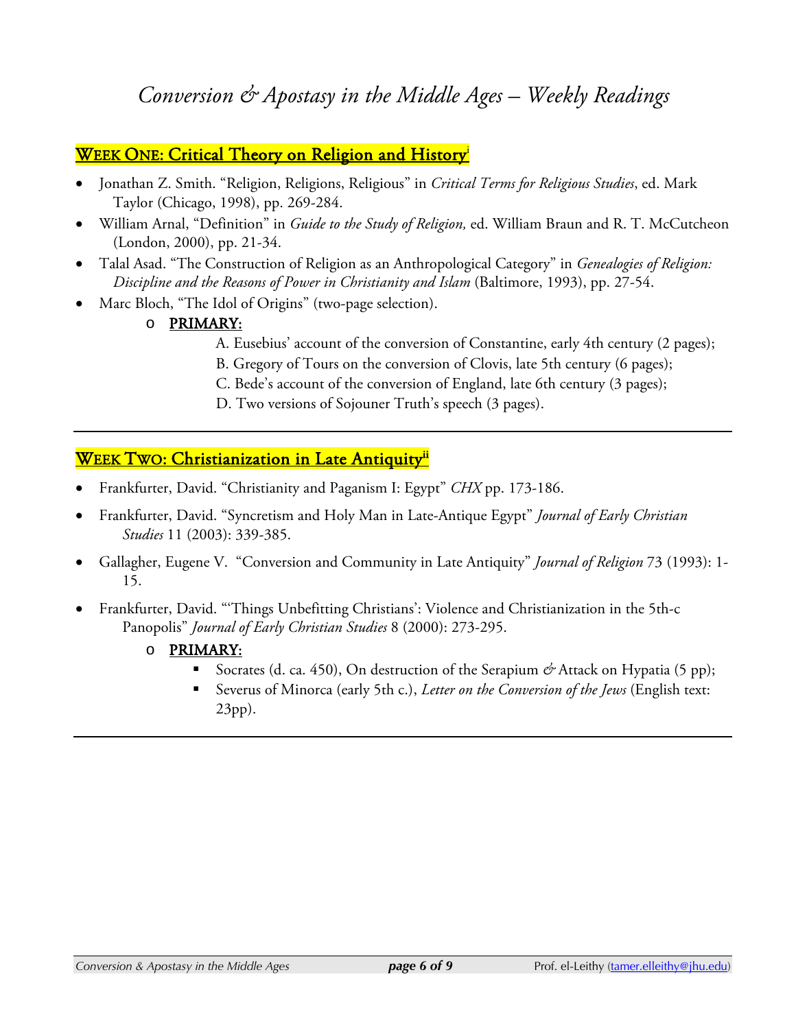# *Conversion & Apostasy in the Middle Ages – Weekly Readings*

## WEEK ONE: Critical Theory on Religion and History[i]

- Jonathan Z. Smith. "Religion, Religions, Religious" in *Critical Terms for Religious Studies*, ed. Mark Taylor (Chicago, 1998), pp. 269-284.
- William Arnal, "Definition" in *Guide to the Study of Religion,* ed. William Braun and R. T. McCutcheon (London, 2000), pp. 21-34.
- Talal Asad. "The Construction of Religion as an Anthropological Category" in *Genealogies of Religion: Discipline and the Reasons of Power in Christianity and Islam* (Baltimore, 1993), pp. 27-54.
- Marc Bloch, "The Idol of Origins" (two-page selection).
  - **PRIMARY:**

    A. Eusebius' account of the conversion of Constantine, early 4th century (2 pages);

    B. Gregory of Tours on the conversion of Clovis, late 5th century (6 pages);

    C. Bede's account of the conversion of England, late 6th century (3 pages);

    D. Two versions of Sojouner Truth's speech (3 pages).

---

## WEEK TWO: Christianization in Late Antiquity[ii]

- Frankfurter, David. "Christianity and Paganism I: Egypt" *CHX* pp. 173-186.
- Frankfurter, David. "Syncretism and Holy Man in Late-Antique Egypt" *Journal of Early Christian Studies* 11 (2003): 339-385.
- Gallagher, Eugene V. "Conversion and Community in Late Antiquity" *Journal of Religion* 73 (1993): 1-15.
- Frankfurter, David. "'Things Unbefitting Christians': Violence and Christianization in the 5th-c Panopolis" *Journal of Early Christian Studies* 8 (2000): 273-295.
  - **PRIMARY:**
    - Socrates (d. ca. 450), On destruction of the Serapium *&* Attack on Hypatia (5 pp);
    - Severus of Minorca (early 5th c.), *Letter on the Conversion of the Jews* (English text: 23pp).

---